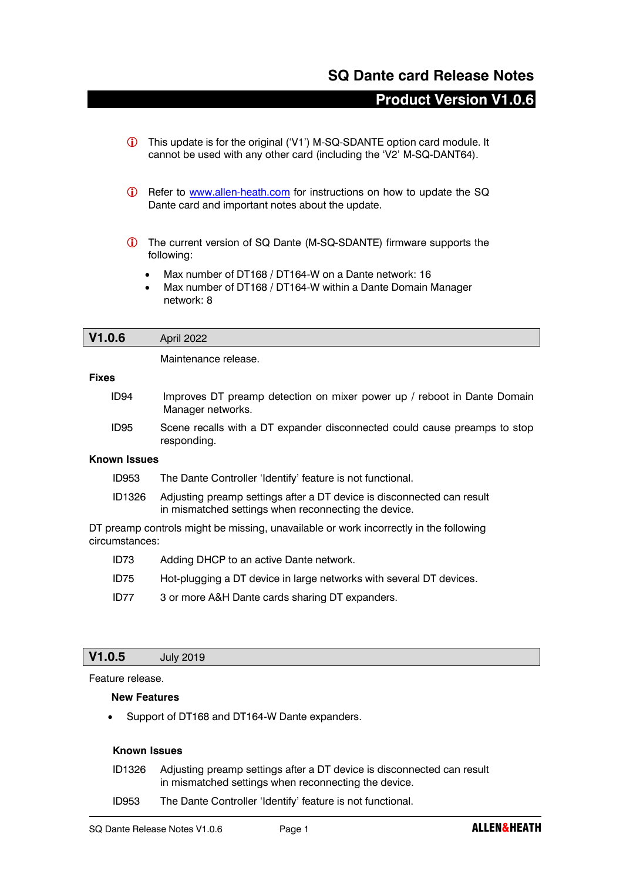# SQ Dante card Release Notes

## Product Version V1.0.6

ⓘ This update is for the original ('V1') M-SQ-SDANTE option card module. It cannot be used with any other card (including the 'V2' M-SQ-DANT64).

ⓘ Refer to [www.allen-heath.com](http://www.allen-heath.com) for instructions on how to update the SQ Dante card and important notes about the update.

ⓘ The current version of SQ Dante (M-SQ-SDANTE) firmware supports the following:

- Max number of DT168 / DT164-W on a Dante network: 16
- Max number of DT168 / DT164-W within a Dante Domain Manager network: 8

### V1.0.6 — April 2022

Maintenance release.

**Fixes**

| | |
|---|---|
| ID94 | Improves DT preamp detection on mixer power up / reboot in Dante Domain Manager networks. |
| ID95 | Scene recalls with a DT expander disconnected could cause preamps to stop responding. |

**Known Issues**

| | |
|---|---|
| ID953 | The Dante Controller 'Identify' feature is not functional. |
| ID1326 | Adjusting preamp settings after a DT device is disconnected can result in mismatched settings when reconnecting the device. |

DT preamp controls might be missing, unavailable or work incorrectly in the following circumstances:

| | |
|---|---|
| ID73 | Adding DHCP to an active Dante network. |
| ID75 | Hot-plugging a DT device in large networks with several DT devices. |
| ID77 | 3 or more A&H Dante cards sharing DT expanders. |

### V1.0.5 — July 2019

Feature release.

**New Features**

- Support of DT168 and DT164-W Dante expanders.

**Known Issues**

| | |
|---|---|
| ID1326 | Adjusting preamp settings after a DT device is disconnected can result in mismatched settings when reconnecting the device. |
| ID953 | The Dante Controller 'Identify' feature is not functional. |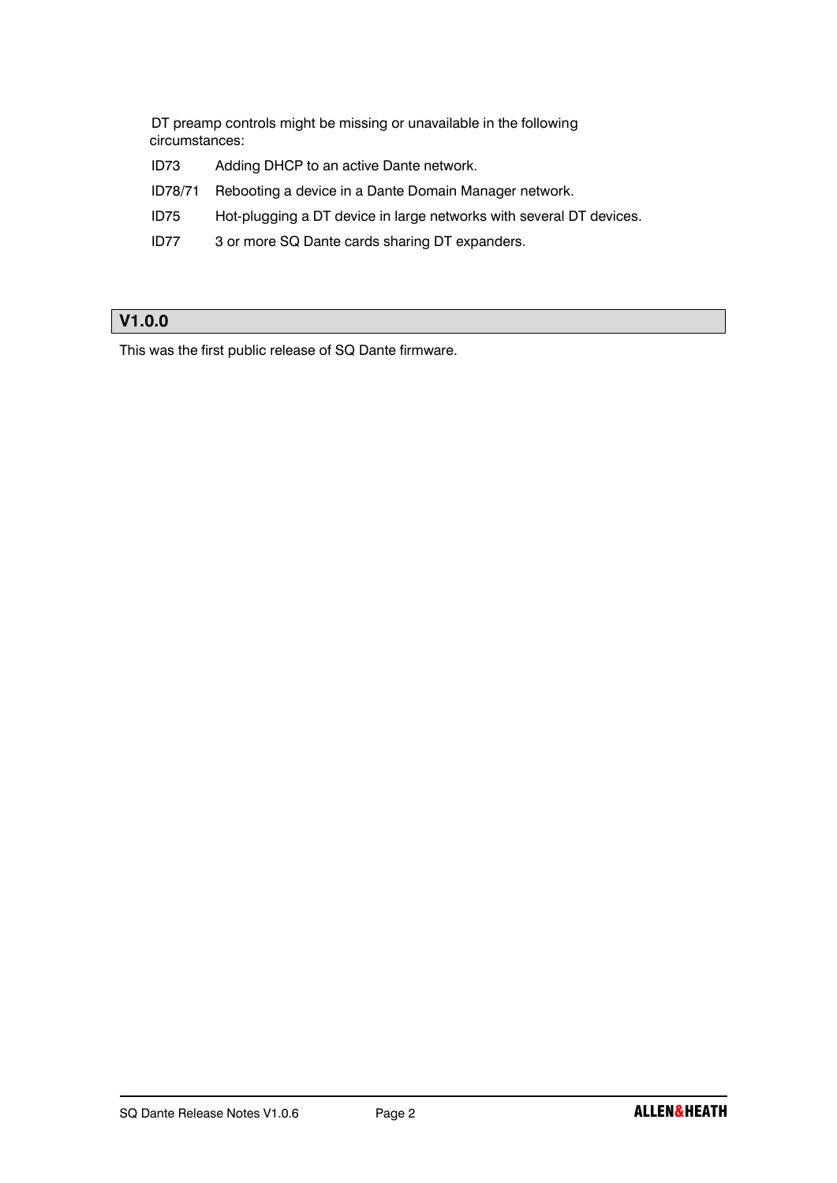DT preamp controls might be missing or unavailable in the following circumstances:

| | |
|---|---|
| ID73 | Adding DHCP to an active Dante network. |
| ID78/71 | Rebooting a device in a Dante Domain Manager network. |
| ID75 | Hot-plugging a DT device in large networks with several DT devices. |
| ID77 | 3 or more SQ Dante cards sharing DT expanders. |

## V1.0.0

This was the first public release of SQ Dante firmware.